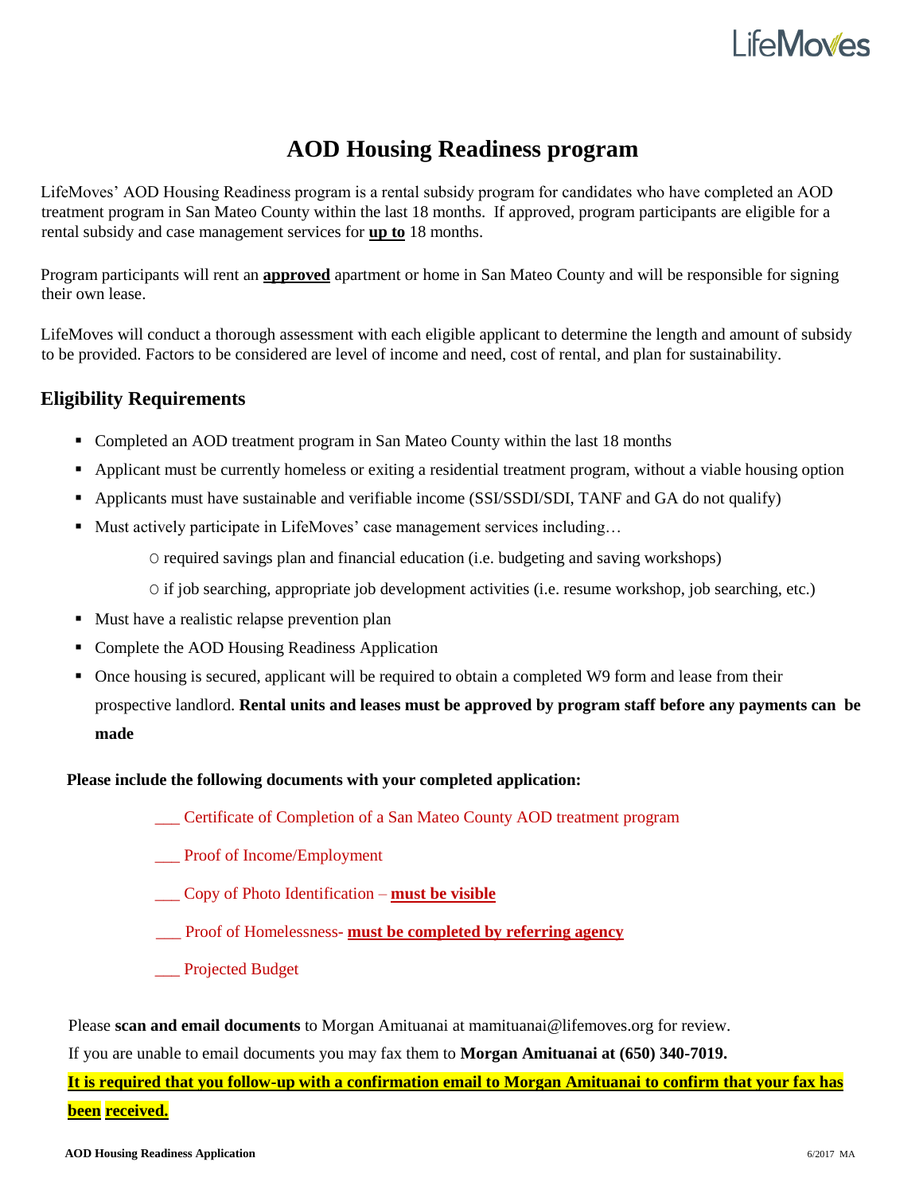LifeMoves

# AOD Housing Readiness program

LifeMoves' AOD Housing Readiness program is a rental subsidy program for candidates who have completed an AOD treatment program in San Mateo County within the last 18 months. If approved, program participants are eligible for a rental subsidy and case management services for **up to** 18 months.

Program participants will rent an **approved** apartment or home in San Mateo County and will be responsible for signing their own lease.

LifeMoves will conduct a thorough assessment with each eligible applicant to determine the length and amount of subsidy to be provided. Factors to be considered are level of income and need, cost of rental, and plan for sustainability.

## Eligibility Requirements

- Completed an AOD treatment program in San Mateo County within the last 18 months
- Applicant must be currently homeless or exiting a residential treatment program, without a viable housing option
- Applicants must have sustainable and verifiable income (SSI/SSDI/SDI, TANF and GA do not qualify)
- Must actively participate in LifeMoves' case management services including…
  - required savings plan and financial education (i.e. budgeting and saving workshops)
  - if job searching, appropriate job development activities (i.e. resume workshop, job searching, etc.)
- Must have a realistic relapse prevention plan
- Complete the AOD Housing Readiness Application
- Once housing is secured, applicant will be required to obtain a completed W9 form and lease from their prospective landlord. **Rental units and leases must be approved by program staff before any payments can be made**

**Please include the following documents with your completed application:**

___ Certificate of Completion of a San Mateo County AOD treatment program

___ Proof of Income/Employment

___ Copy of Photo Identification – **must be visible**

___ Proof of Homelessness- **must be completed by referring agency**

___ Projected Budget

Please **scan and email documents** to Morgan Amituanai at mamituanai@lifemoves.org for review.

If you are unable to email documents you may fax them to **Morgan Amituanai at (650) 340-7019.**

**It is required that you follow-up with a confirmation email to Morgan Amituanai to confirm that your fax has been received.**

**AOD Housing Readiness Application** 6/2017 MA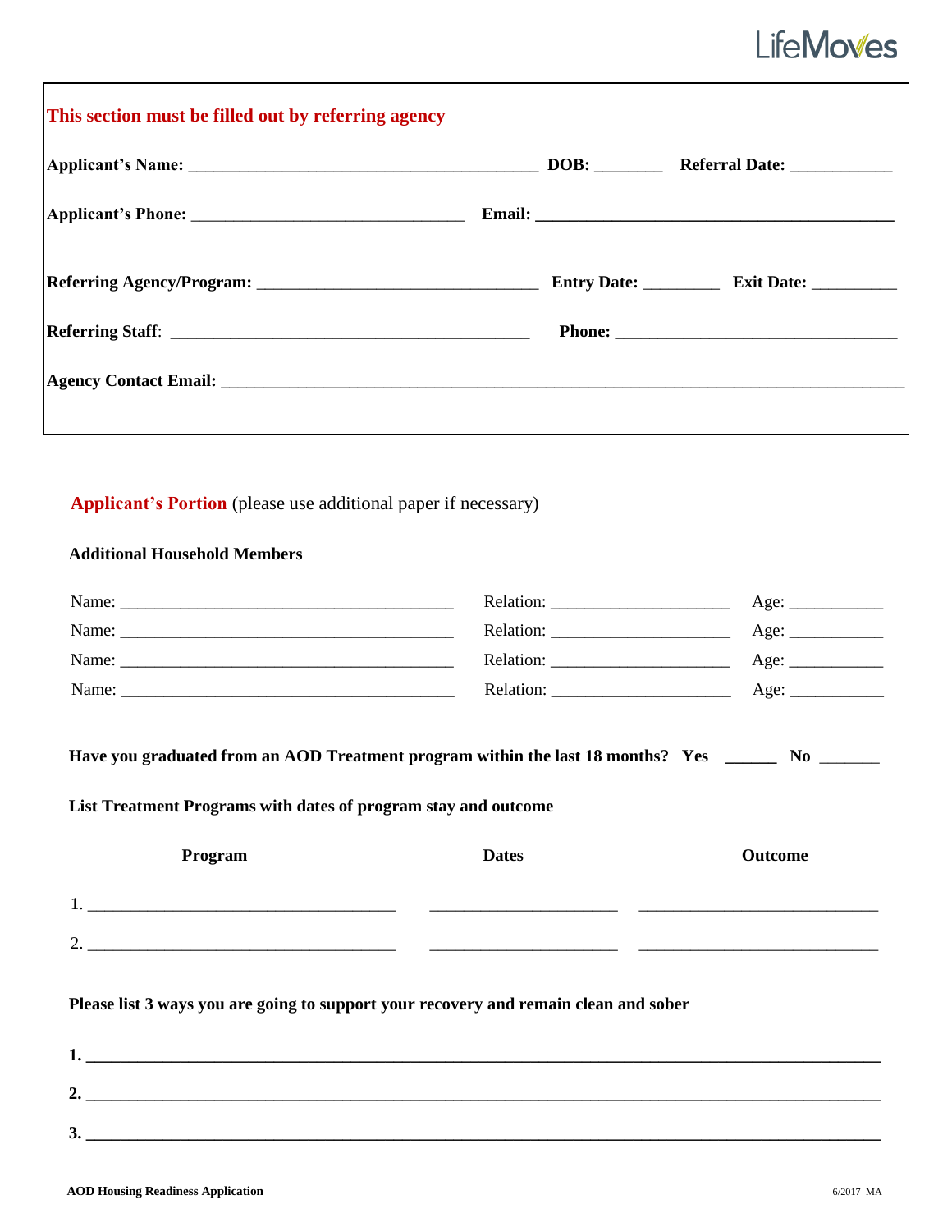LifeMoves

**This section must be filled out by referring agency**

**Applicant's Name:** ________________________________________ **DOB:** ________ **Referral Date:** ____________

**Applicant's Phone:** ______________________________ **Email:** ________________________________________

**Referring Agency/Program:** ______________________________ **Entry Date:** _________ **Exit Date:** __________

**Referring Staff**: ________________________________________ **Phone:** ______________________________

**Agency Contact Email:** ____________________________________________________________________________

**Applicant's Portion** (please use additional paper if necessary)

**Additional Household Members**

Name: ______________________________________ Relation: ____________________ Age: ___________

Name: ______________________________________ Relation: ____________________ Age: ___________

Name: ______________________________________ Relation: ____________________ Age: ___________

Name: ______________________________________ Relation: ____________________ Age: ___________

**Have you graduated from an AOD Treatment program within the last 18 months? Yes ______ No _______**

**List Treatment Programs with dates of program stay and outcome**

| Program | Dates | Outcome |
|---|---|---|
| 1. ___________________________________ | ______________________ | ____________________________ |
| 2. ___________________________________ | ______________________ | ____________________________ |

**Please list 3 ways you are going to support your recovery and remain clean and sober**

**1.** ____________________________________________________________________________________________

**2.** ____________________________________________________________________________________________

**3.** ____________________________________________________________________________________________

**AOD Housing Readiness Application** 6/2017 MA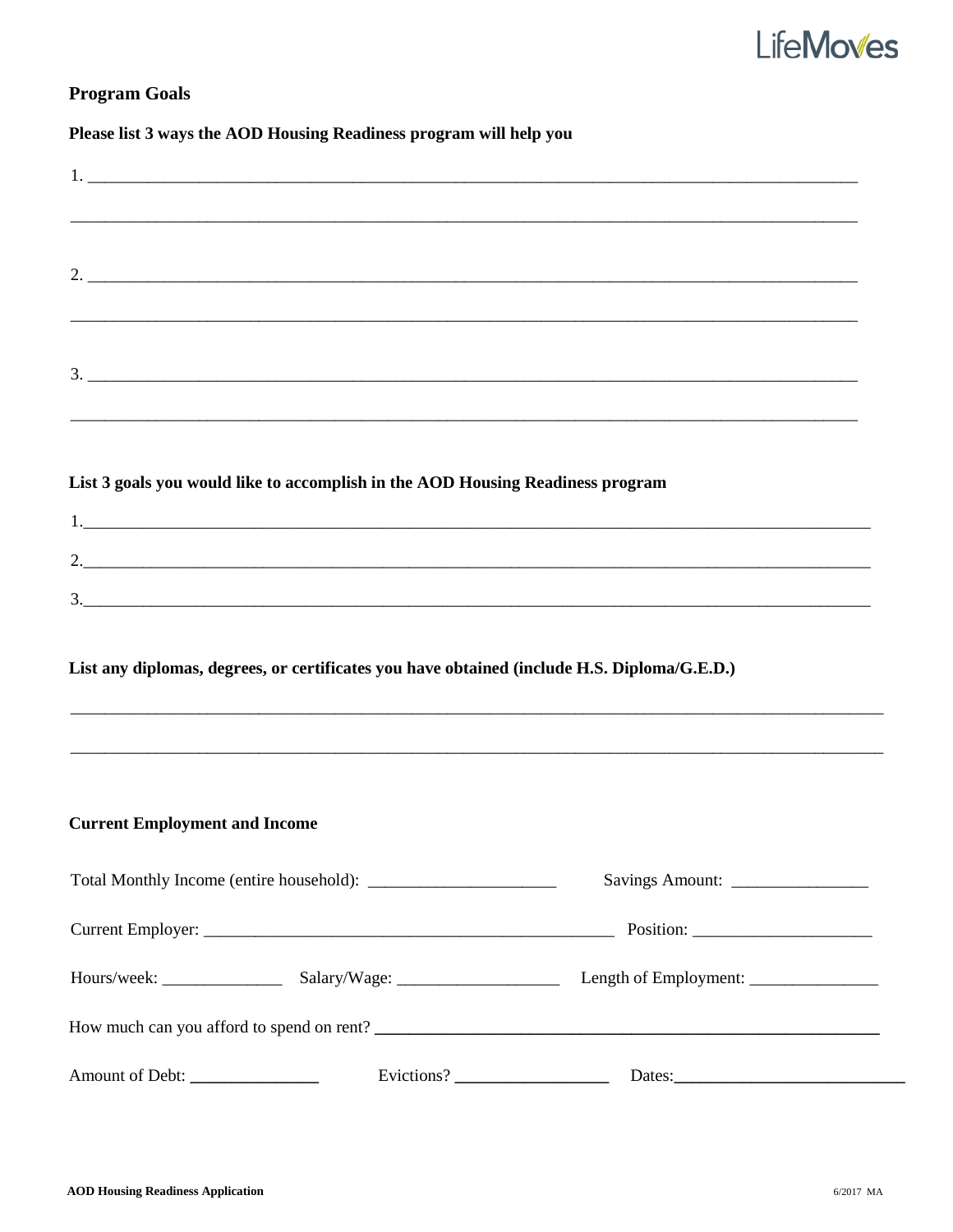LifeMoves

## Program Goals

**Please list 3 ways the AOD Housing Readiness program will help you**

1. ______________________________________________________________________________

______________________________________________________________________________

2. ______________________________________________________________________________

______________________________________________________________________________

3. ______________________________________________________________________________

______________________________________________________________________________

**List 3 goals you would like to accomplish in the AOD Housing Readiness program**

1.______________________________________________________________________________

2.______________________________________________________________________________

3.______________________________________________________________________________

**List any diplomas, degrees, or certificates you have obtained (include H.S. Diploma/G.E.D.)**

______________________________________________________________________________

______________________________________________________________________________

## Current Employment and Income

Total Monthly Income (entire household): ______________________ Savings Amount: ________________

Current Employer: ________________________________________________ Position: ____________________

Hours/week: ______________ Salary/Wage: ___________________ Length of Employment: _______________

How much can you afford to spend on rent? ____________________________________________________________

Amount of Debt: _______________ Evictions? __________________ Dates:____________________________

AOD Housing Readiness Application 6/2017 MA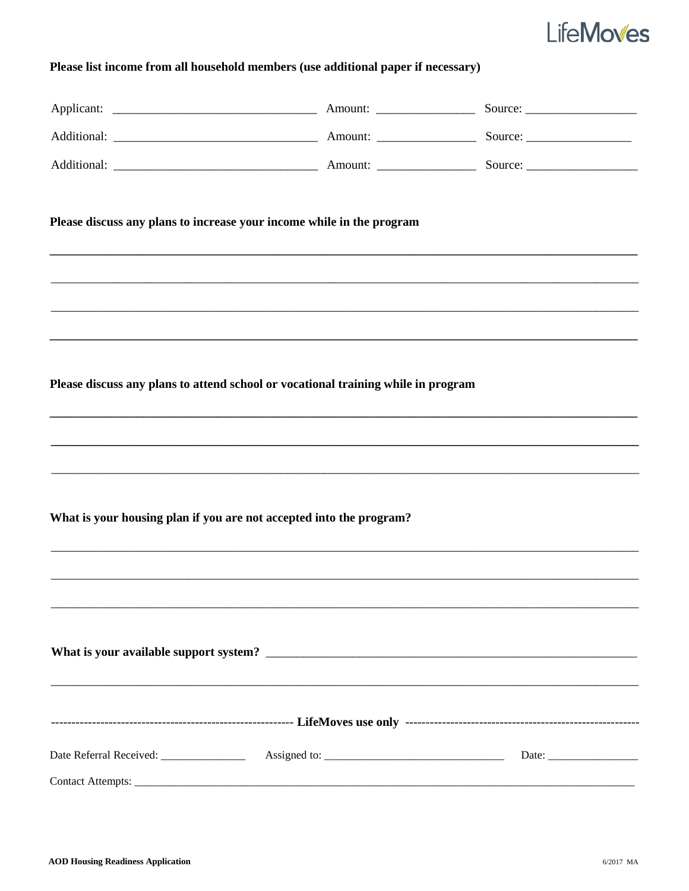**Please list income from all household members (use additional paper if necessary)**

Applicant: ________________________________ Amount: _______________ Source: _________________

Additional: ________________________________ Amount: _______________ Source: ________________

Additional: ________________________________ Amount: _______________ Source: _________________

**Please discuss any plans to increase your income while in the program**

___________________________________________________________________________________________

___________________________________________________________________________________________

___________________________________________________________________________________________

___________________________________________________________________________________________

**Please discuss any plans to attend school or vocational training while in program**

___________________________________________________________________________________________

___________________________________________________________________________________________

___________________________________________________________________________________________

**What is your housing plan if you are not accepted into the program?**

___________________________________________________________________________________________

___________________________________________________________________________________________

___________________________________________________________________________________________

**What is your available support system?** ___________________________________________________________

___________________________________________________________________________________________

------------------------------------------------------------ **LifeMoves use only** ------------------------------------------------------------

Date Referral Received: _______________ Assigned to: ________________________________ Date: ________________

Contact Attempts: ___________________________________________________________________________________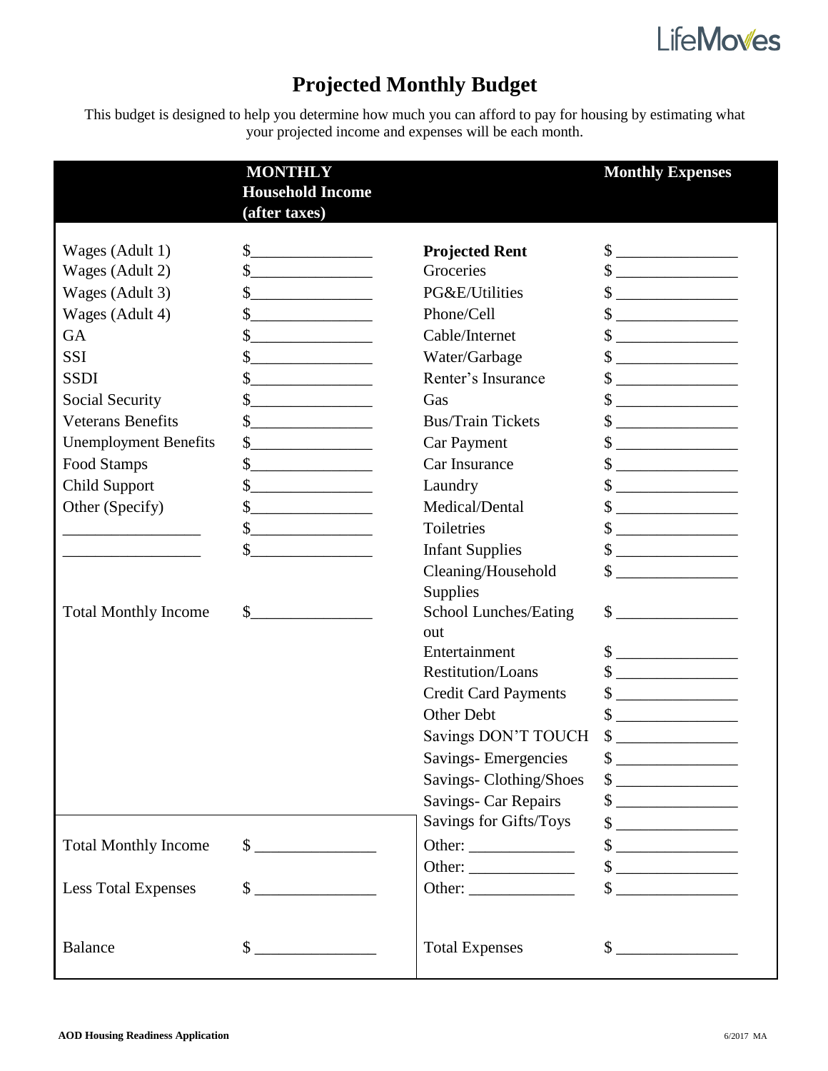# Projected Monthly Budget

This budget is designed to help you determine how much you can afford to pay for housing by estimating what your projected income and expenses will be each month.

| | **MONTHLY Household Income (after taxes)** | | **Monthly Expenses** |
|---|---|---|---|
| Wages (Adult 1) | $_______________ | **Projected Rent** | $ _______________ |
| Wages (Adult 2) | $_______________ | Groceries | $ _______________ |
| Wages (Adult 3) | $_______________ | PG&E/Utilities | $ _______________ |
| Wages (Adult 4) | $_______________ | Phone/Cell | $ _______________ |
| GA | $_______________ | Cable/Internet | $ _______________ |
| SSI | $_______________ | Water/Garbage | $ _______________ |
| SSDI | $_______________ | Renter's Insurance | $ _______________ |
| Social Security | $_______________ | Gas | $ _______________ |
| Veterans Benefits | $_______________ | Bus/Train Tickets | $ _______________ |
| Unemployment Benefits | $_______________ | Car Payment | $ _______________ |
| Food Stamps | $_______________ | Car Insurance | $ _______________ |
| Child Support | $_______________ | Laundry | $ _______________ |
| Other (Specify) | $_______________ | Medical/Dental | $ _______________ |
| _________________ | $_______________ | Toiletries | $ _______________ |
| _________________ | $_______________ | Infant Supplies | $ _______________ |
| | | Cleaning/Household Supplies | $ _______________ |
| Total Monthly Income | $_______________ | School Lunches/Eating out | $ _______________ |
| | | Entertainment | $ _______________ |
| | | Restitution/Loans | $ _______________ |
| | | Credit Card Payments | $ _______________ |
| | | Other Debt | $ _______________ |
| | | Savings DON'T TOUCH | $ _______________ |
| | | Savings- Emergencies | $ _______________ |
| | | Savings- Clothing/Shoes | $ _______________ |
| | | Savings- Car Repairs | $ _______________ |
| | | Savings for Gifts/Toys | $ _______________ |
| Total Monthly Income | $ _______________ | Other: _____________ | $ _______________ |
| | | Other: _____________ | $ _______________ |
| Less Total Expenses | $ _______________ | Other: _____________ | $ _______________ |
| Balance | $ _______________ | Total Expenses | $ _______________ |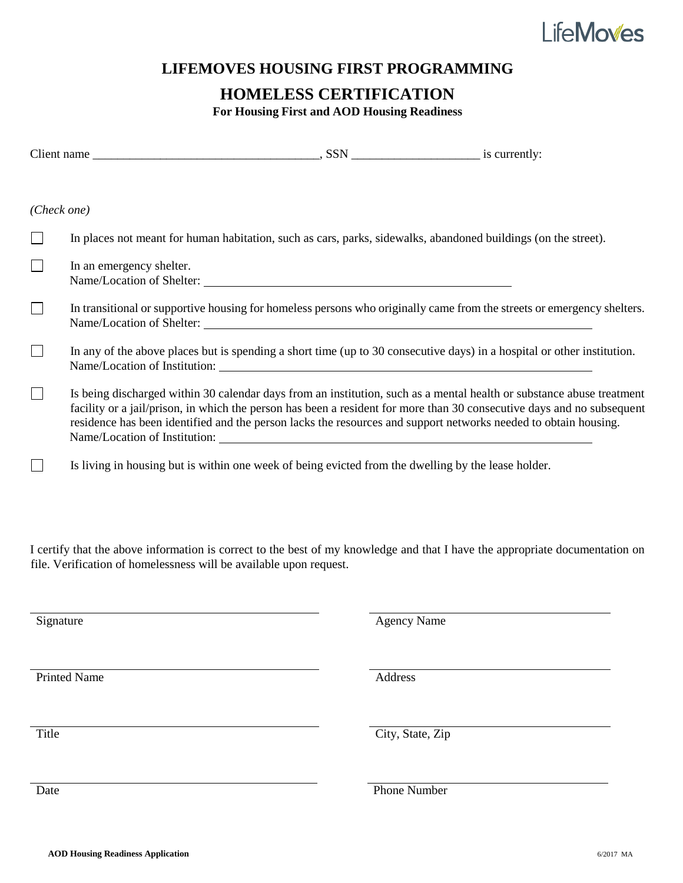LifeMoves

# LIFEMOVES HOUSING FIRST PROGRAMMING

## HOMELESS CERTIFICATION

**For Housing First and AOD Housing Readiness**

Client name _____________________________________, SSN _____________________ is currently:

*(Check one)*

- ☐ In places not meant for human habitation, such as cars, parks, sidewalks, abandoned buildings (on the street).
- ☐ In an emergency shelter.
  Name/Location of Shelter: _____________________________________
- ☐ In transitional or supportive housing for homeless persons who originally came from the streets or emergency shelters.
  Name/Location of Shelter: _____________________________________
- ☐ In any of the above places but is spending a short time (up to 30 consecutive days) in a hospital or other institution.
  Name/Location of Institution: _____________________________________
- ☐ Is being discharged within 30 calendar days from an institution, such as a mental health or substance abuse treatment facility or a jail/prison, in which the person has been a resident for more than 30 consecutive days and no subsequent residence has been identified and the person lacks the resources and support networks needed to obtain housing.
  Name/Location of Institution: _____________________________________
- ☐ Is living in housing but is within one week of being evicted from the dwelling by the lease holder.

I certify that the above information is correct to the best of my knowledge and that I have the appropriate documentation on file. Verification of homelessness will be available upon request.

_____________________________________
Signature

_____________________________________
Printed Name

_____________________________________
Title

_____________________________________
Date

_____________________________________
Agency Name

_____________________________________
Address

_____________________________________
City, State, Zip

_____________________________________
Phone Number

**AOD Housing Readiness Application** 6/2017 MA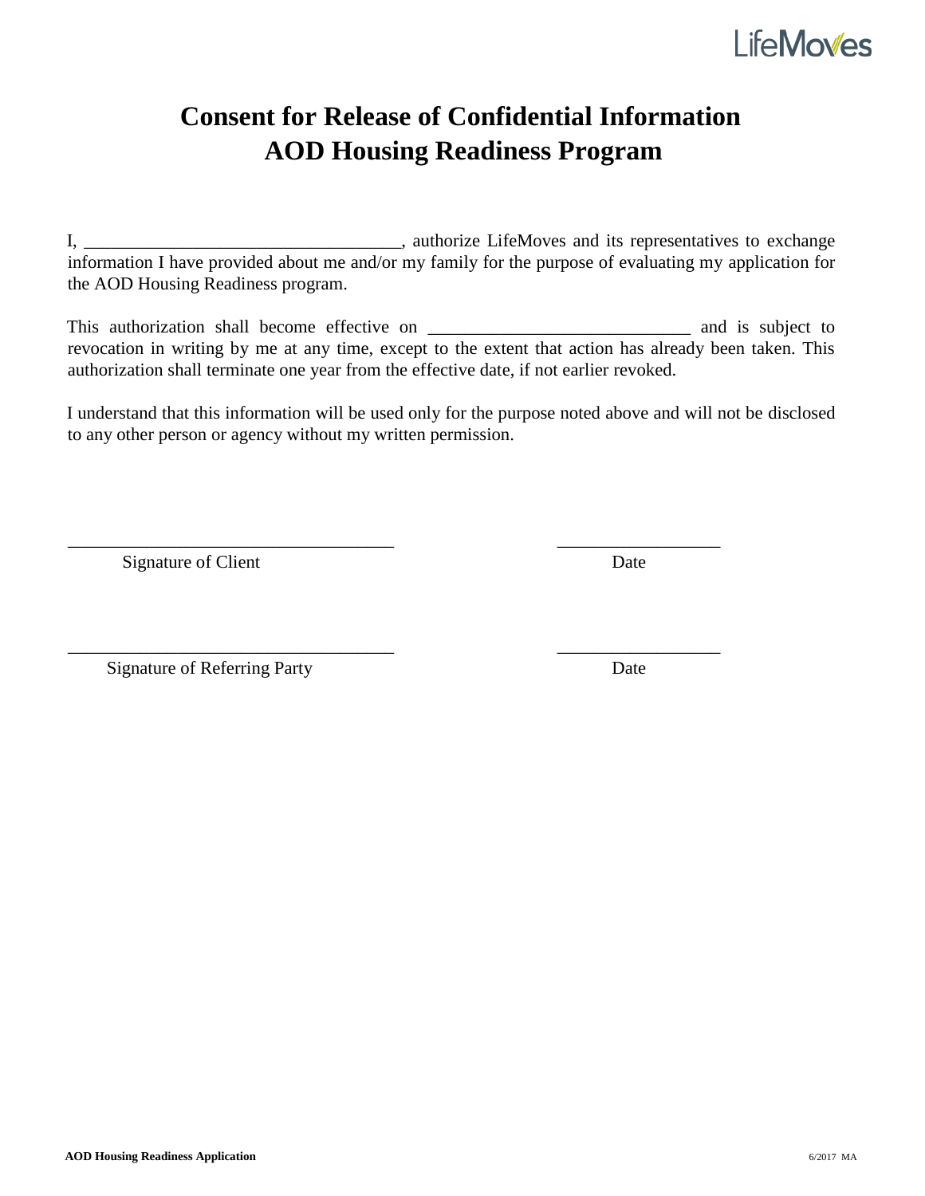# Consent for Release of Confidential Information
# AOD Housing Readiness Program

I, ___________________________________, authorize LifeMoves and its representatives to exchange information I have provided about me and/or my family for the purpose of evaluating my application for the AOD Housing Readiness program.

This authorization shall become effective on _____________________________ and is subject to revocation in writing by me at any time, except to the extent that action has already been taken. This authorization shall terminate one year from the effective date, if not earlier revoked.

I understand that this information will be used only for the purpose noted above and will not be disclosed to any other person or agency without my written permission.

___________________________________ &nbsp;&nbsp;&nbsp;&nbsp;&nbsp;&nbsp;&nbsp;&nbsp; __________________
Signature of Client &nbsp;&nbsp;&nbsp;&nbsp;&nbsp;&nbsp;&nbsp;&nbsp;&nbsp;&nbsp;&nbsp;&nbsp;&nbsp;&nbsp;&nbsp;&nbsp;&nbsp;&nbsp;&nbsp;&nbsp;&nbsp;&nbsp;&nbsp;&nbsp;&nbsp;&nbsp; Date

___________________________________ &nbsp;&nbsp;&nbsp;&nbsp;&nbsp;&nbsp;&nbsp;&nbsp; __________________
Signature of Referring Party &nbsp;&nbsp;&nbsp;&nbsp;&nbsp;&nbsp;&nbsp;&nbsp;&nbsp;&nbsp;&nbsp;&nbsp;&nbsp;&nbsp;&nbsp;&nbsp; Date